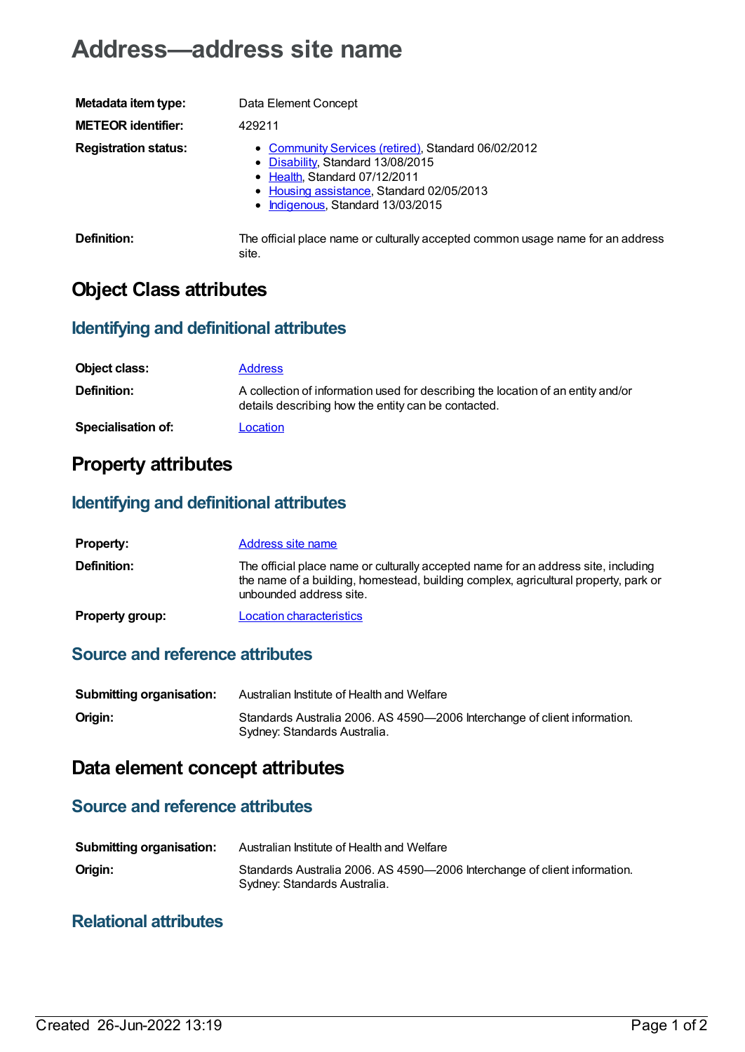# Address—address site name

| | |
|---|---|
| **Metadata item type:** | Data Element Concept |
| **METEOR identifier:** | 429211 |
| **Registration status:** | • Community Services (retired), Standard 06/02/2012<br>• Disability, Standard 13/08/2015<br>• Health, Standard 07/12/2011<br>• Housing assistance, Standard 02/05/2013<br>• Indigenous, Standard 13/03/2015 |
| **Definition:** | The official place name or culturally accepted common usage name for an address site. |

## Object Class attributes

### Identifying and definitional attributes

| | |
|---|---|
| **Object class:** | Address |
| **Definition:** | A collection of information used for describing the location of an entity and/or details describing how the entity can be contacted. |
| **Specialisation of:** | Location |

## Property attributes

### Identifying and definitional attributes

| | |
|---|---|
| **Property:** | Address site name |
| **Definition:** | The official place name or culturally accepted name for an address site, including the name of a building, homestead, building complex, agricultural property, park or unbounded address site. |
| **Property group:** | Location characteristics |

### Source and reference attributes

| | |
|---|---|
| **Submitting organisation:** | Australian Institute of Health and Welfare |
| **Origin:** | Standards Australia 2006. AS 4590—2006 Interchange of client information. Sydney: Standards Australia. |

## Data element concept attributes

### Source and reference attributes

| | |
|---|---|
| **Submitting organisation:** | Australian Institute of Health and Welfare |
| **Origin:** | Standards Australia 2006. AS 4590—2006 Interchange of client information. Sydney: Standards Australia. |

### Relational attributes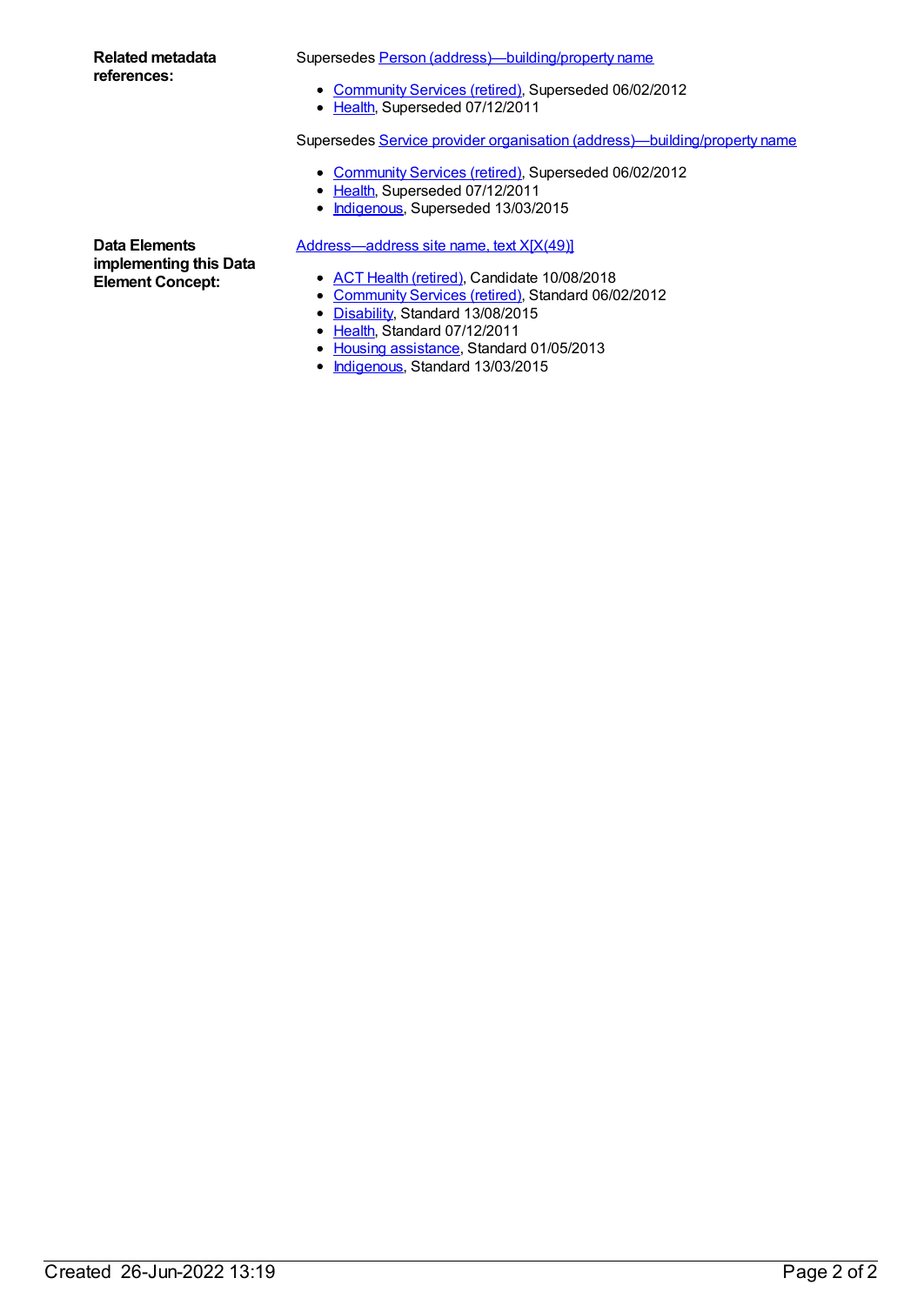**Related metadata references:**

Supersedes Person (address)—building/property name

- Community Services (retired), Superseded 06/02/2012
- Health, Superseded 07/12/2011

Supersedes Service provider organisation (address)—building/property name

- Community Services (retired), Superseded 06/02/2012
- Health, Superseded 07/12/2011
- Indigenous, Superseded 13/03/2015

**Data Elements implementing this Data Element Concept:**

Address—address site name, text X[X(49)]

- ACT Health (retired), Candidate 10/08/2018
- Community Services (retired), Standard 06/02/2012
- Disability, Standard 13/08/2015
- Health, Standard 07/12/2011
- Housing assistance, Standard 01/05/2013
- Indigenous, Standard 13/03/2015